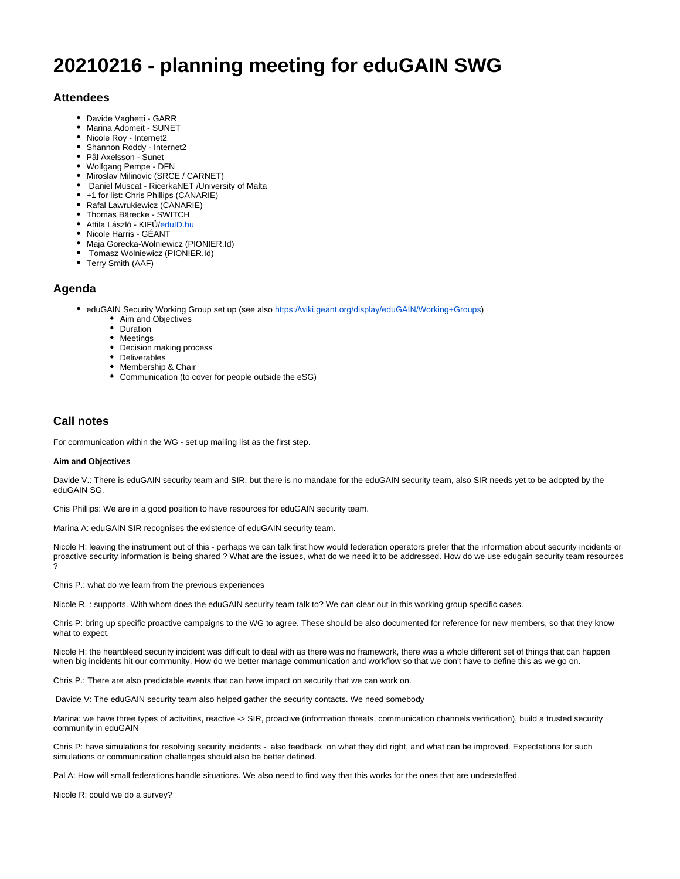# 20210216 - planning meeting for eduGAIN SWG

## Attendees

- Davide Vaghetti - GARR
- Marina Adomeit - SUNET
- Nicole Roy - Internet2
- Shannon Roddy - Internet2
- Pål Axelsson - Sunet
- Wolfgang Pempe - DFN
- Miroslav Milinovic (SRCE / CARNET)
- Daniel Muscat - RicerkaNET /University of Malta
- +1 for list: Chris Phillips (CANARIE)
- Rafal Lawrukiewicz (CANARIE)
- Thomas Bärecke - SWITCH
- Attila László - KIFÜ/eduID.hu
- Nicole Harris - GÉANT
- Maja Gorecka-Wolniewicz (PIONIER.Id)
- Tomasz Wolniewicz (PIONIER.Id)
- Terry Smith (AAF)

## Agenda

- eduGAIN Security Working Group set up (see also https://wiki.geant.org/display/eduGAIN/Working+Groups)
  - Aim and Objectives
  - Duration
  - Meetings
  - Decision making process
  - Deliverables
  - Membership & Chair
  - Communication (to cover for people outside the eSG)

## Call notes

For communication within the WG - set up mailing list as the first step.

**Aim and Objectives**

Davide V.: There is eduGAIN security team and SIR, but there is no mandate for the eduGAIN security team, also SIR needs yet to be adopted by the eduGAIN SG.

Chis Phillips: We are in a good position to have resources for eduGAIN security team.

Marina A: eduGAIN SIR recognises the existence of eduGAIN security team.

Nicole H: leaving the instrument out of this - perhaps we can talk first how would federation operators prefer that the information about security incidents or proactive security information is being shared ? What are the issues, what do we need it to be addressed. How do we use edugain security team resources ?

Chris P.: what do we learn from the previous experiences

Nicole R. : supports. With whom does the eduGAIN security team talk to? We can clear out in this working group specific cases.

Chris P: bring up specific proactive campaigns to the WG to agree. These should be also documented for reference for new members, so that they know what to expect.

Nicole H: the heartbleed security incident was difficult to deal with as there was no framework, there was a whole different set of things that can happen when big incidents hit our community. How do we better manage communication and workflow so that we don't have to define this as we go on.

Chris P.: There are also predictable events that can have impact on security that we can work on.

Davide V: The eduGAIN security team also helped gather the security contacts. We need somebody

Marina: we have three types of activities, reactive -> SIR, proactive (information threats, communication channels verification), build a trusted security community in eduGAIN

Chris P: have simulations for resolving security incidents - also feedback on what they did right, and what can be improved. Expectations for such simulations or communication challenges should also be better defined.

Pal A: How will small federations handle situations. We also need to find way that this works for the ones that are understaffed.

Nicole R: could we do a survey?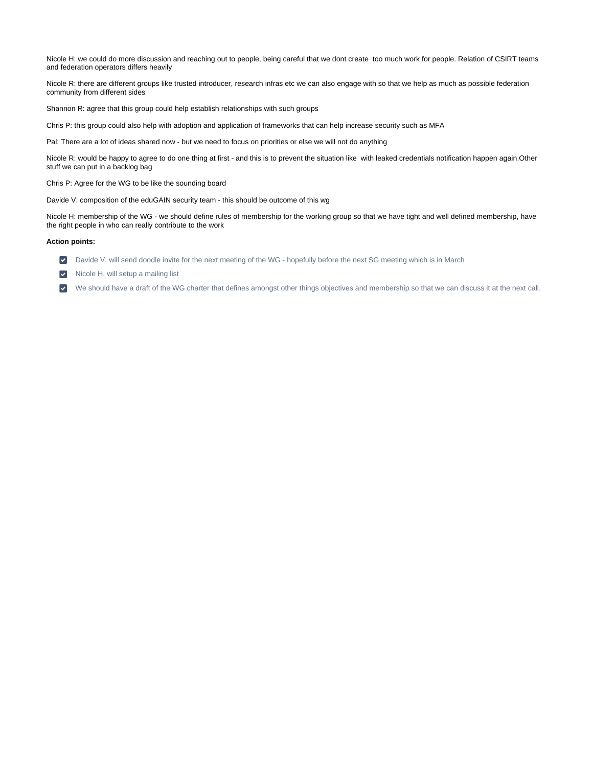Nicole H: we could do more discussion and reaching out to people, being careful that we dont create too much work for people. Relation of CSIRT teams and federation operators differs heavily

Nicole R: there are different groups like trusted introducer, research infras etc we can also engage with so that we help as much as possible federation community from different sides

Shannon R: agree that this group could help establish relationships with such groups

Chris P: this group could also help with adoption and application of frameworks that can help increase security such as MFA

Pal: There are a lot of ideas shared now - but we need to focus on priorities or else we will not do anything

Nicole R: would be happy to agree to do one thing at first - and this is to prevent the situation like with leaked credentials notification happen again.Other stuff we can put in a backlog bag

Chris P: Agree for the WG to be like the sounding board

Davide V: composition of the eduGAIN security team - this should be outcome of this wg

Nicole H: membership of the WG - we should define rules of membership for the working group so that we have tight and well defined membership, have the right people in who can really contribute to the work

**Action points:**

- [x] Davide V. will send doodle invite for the next meeting of the WG - hopefully before the next SG meeting which is in March
- [x] Nicole H. will setup a mailing list
- [x] We should have a draft of the WG charter that defines amongst other things objectives and membership so that we can discuss it at the next call.